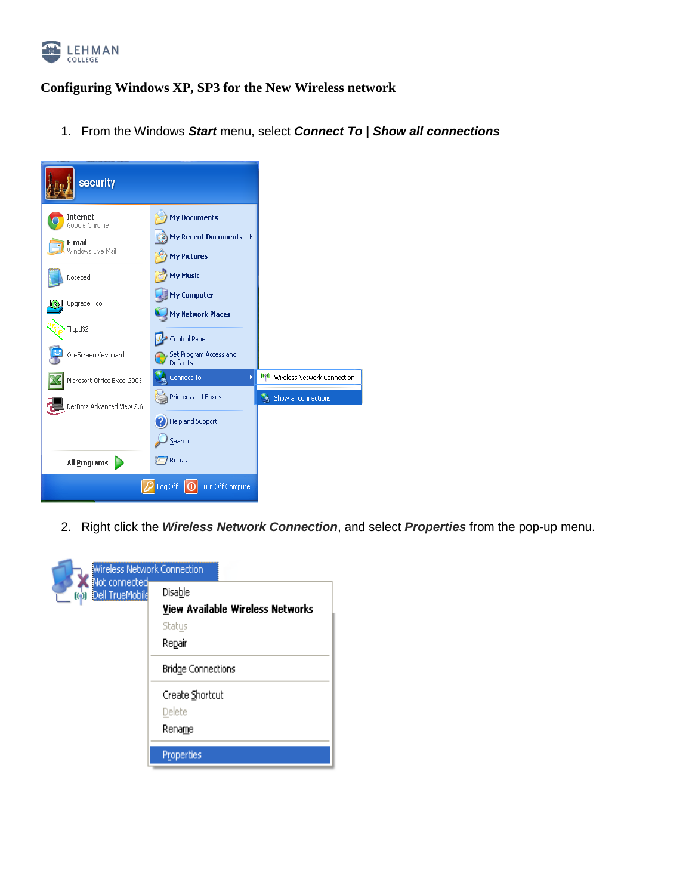# Configuring Windows XP, SP3 for the New Wireless network

1. From the Windows ***Start*** menu, select ***Connect To* | *Show all connections***

2. Right click the ***Wireless Network Connection***, and select ***Properties*** from the pop-up menu.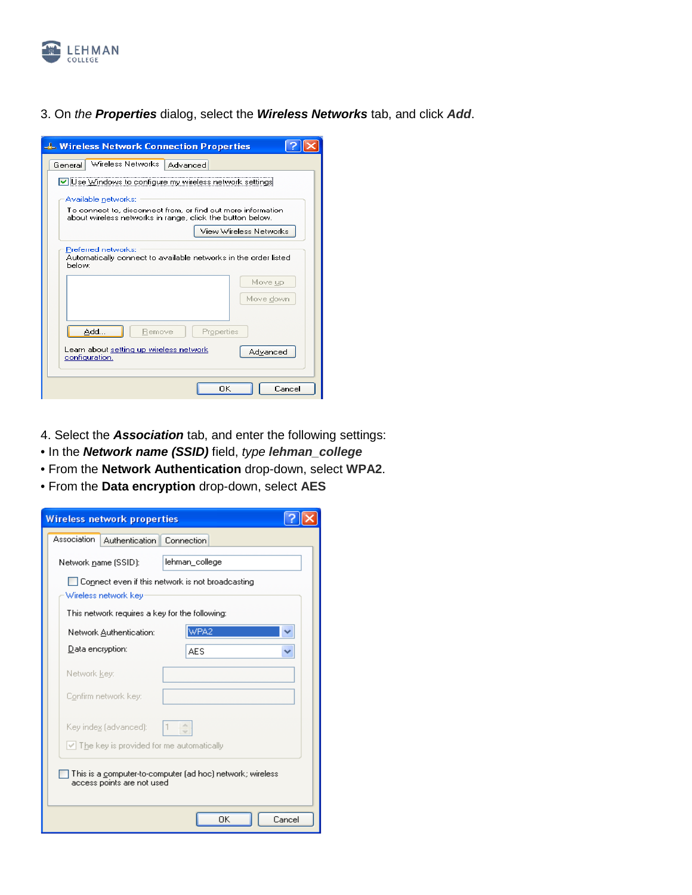3. On *the* ***Properties*** dialog, select the ***Wireless Networks*** tab, and click ***Add***.

4. Select the ***Association*** tab, and enter the following settings:

- In the ***Network name (SSID)*** field, *type* ***lehman_college***
- From the **Network Authentication** drop-down, select **WPA2**.
- From the **Data encryption** drop-down, select **AES**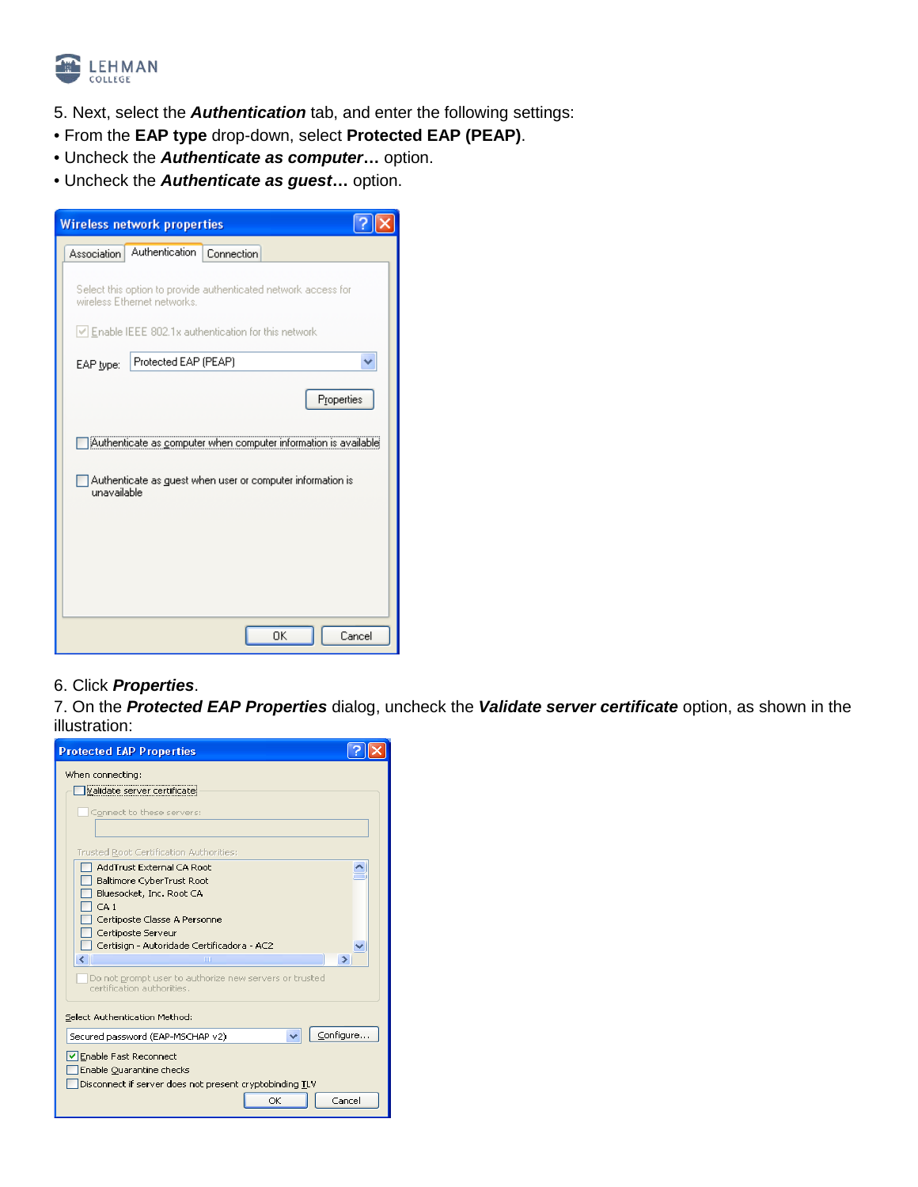5. Next, select the ***Authentication*** tab, and enter the following settings:

- From the **EAP type** drop-down, select **Protected EAP (PEAP)**.
- Uncheck the ***Authenticate as computer…*** option.
- Uncheck the ***Authenticate as guest…*** option.

6. Click ***Properties***.

7. On the ***Protected EAP Properties*** dialog, uncheck the ***Validate server certificate*** option, as shown in the illustration: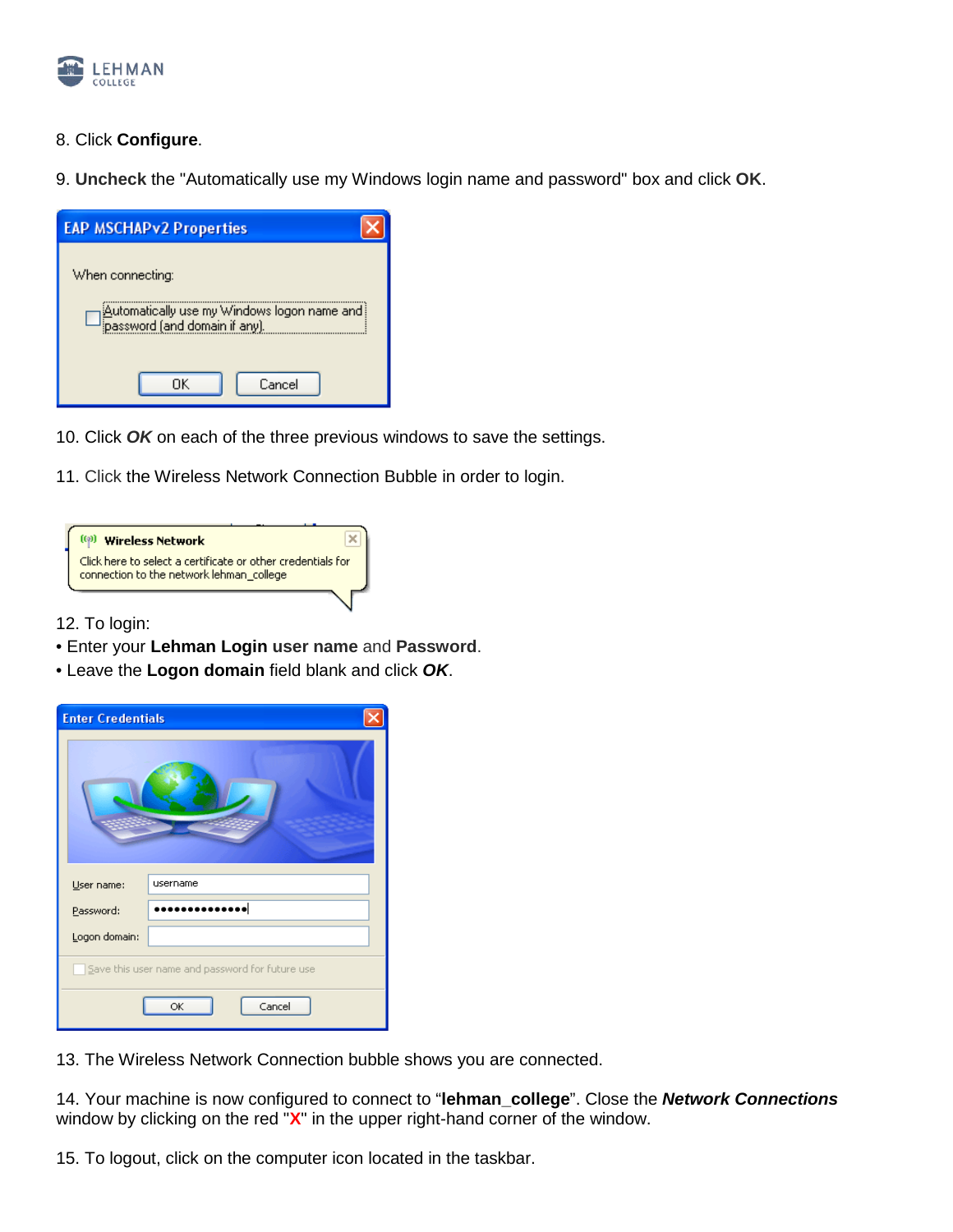8. Click **Configure**.

9. **Uncheck** the "Automatically use my Windows login name and password" box and click **OK**.

10. Click ***OK*** on each of the three previous windows to save the settings.

11. Click the Wireless Network Connection Bubble in order to login.

12. To login:
• Enter your **Lehman Login user name** and **Password**.
• Leave the **Logon domain** field blank and click ***OK***.

13. The Wireless Network Connection bubble shows you are connected.

14. Your machine is now configured to connect to "**lehman_college**". Close the ***Network Connections*** window by clicking on the red "**X**" in the upper right-hand corner of the window.

15. To logout, click on the computer icon located in the taskbar.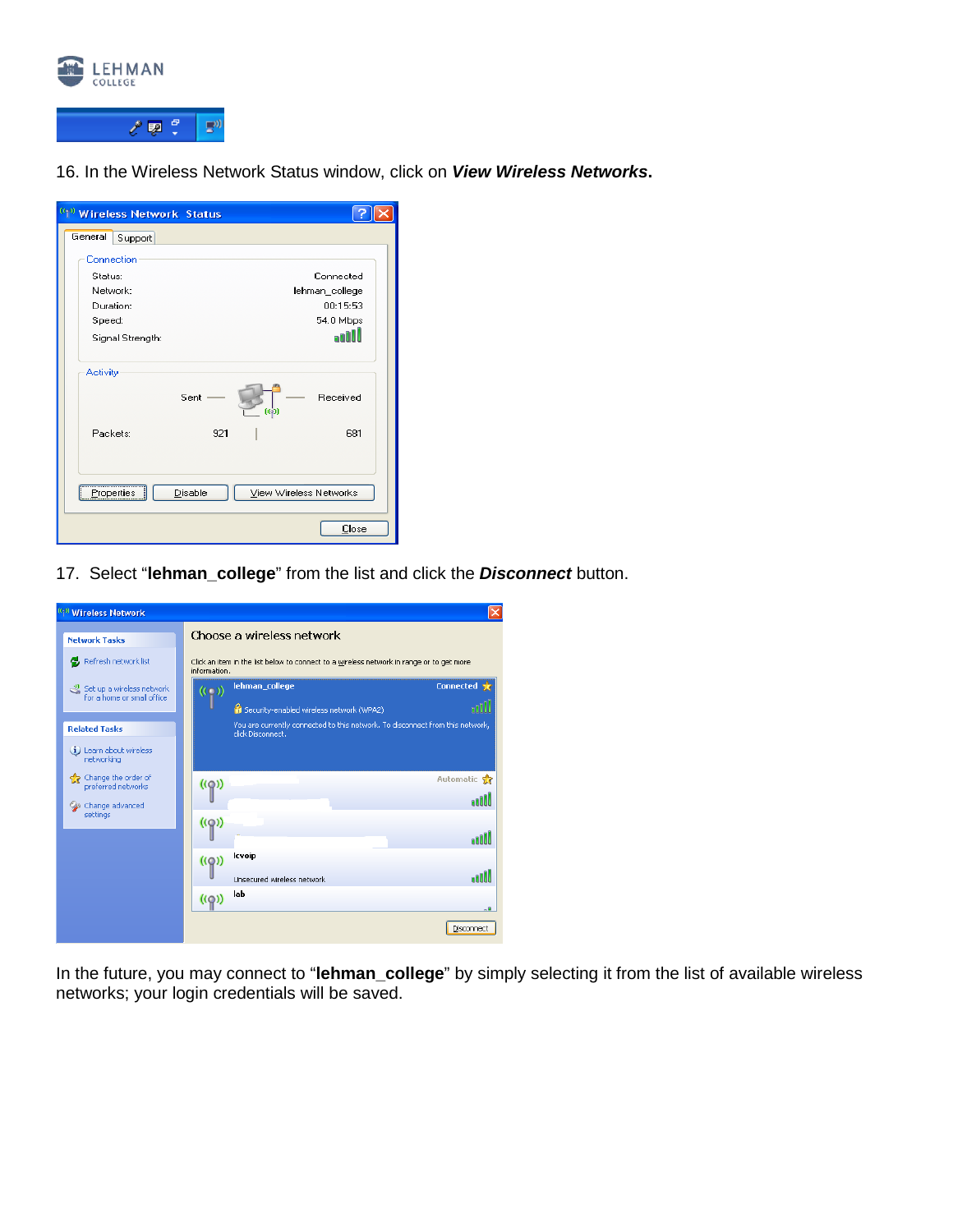16. In the Wireless Network Status window, click on ***View Wireless Networks***.

17. Select "**lehman_college**" from the list and click the ***Disconnect*** button.

In the future, you may connect to "**lehman_college**" by simply selecting it from the list of available wireless networks; your login credentials will be saved.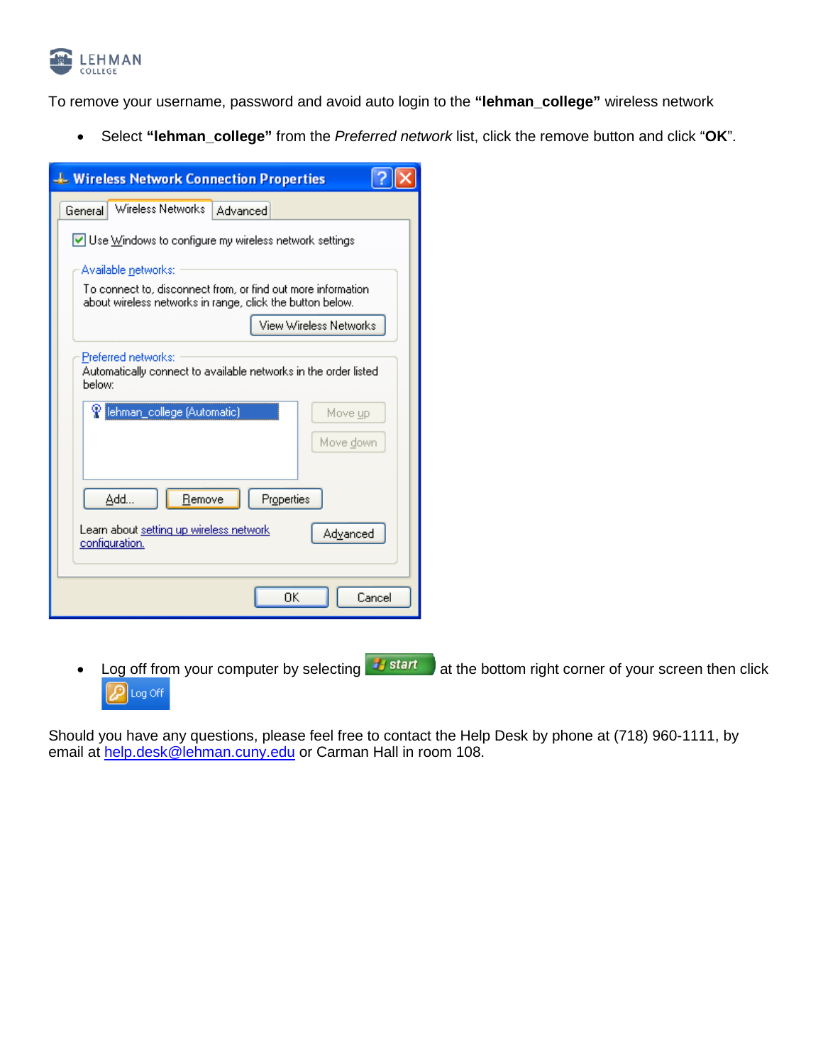To remove your username, password and avoid auto login to the **"lehman_college"** wireless network

- Select **"lehman_college"** from the *Preferred network* list, click the remove button and click "**OK**".

- Log off from your computer by selecting start at the bottom right corner of your screen then click Log Off

Should you have any questions, please feel free to contact the Help Desk by phone at (718) 960-1111, by email at help.desk@lehman.cuny.edu or Carman Hall in room 108.